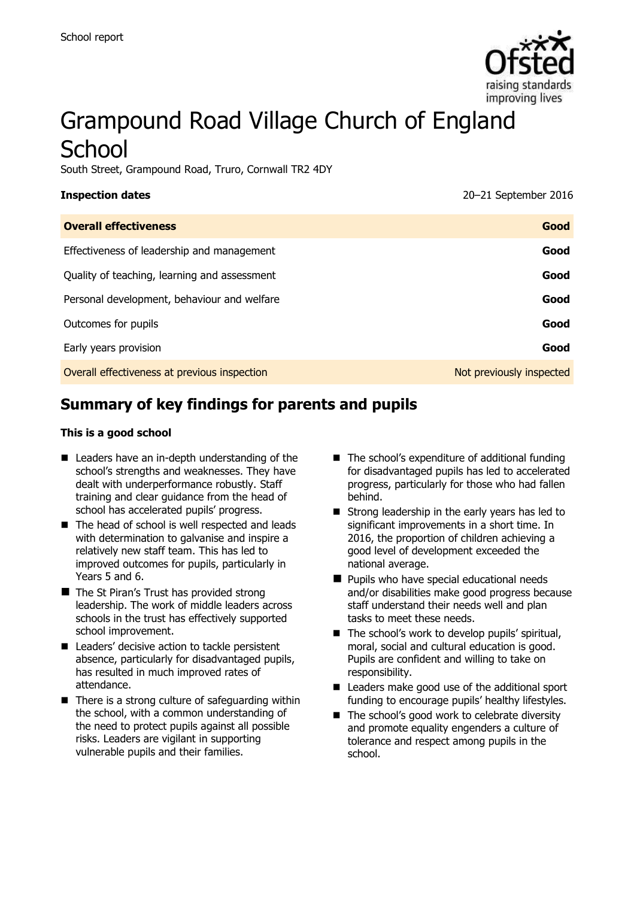School report

# Grampound Road Village Church of England School

South Street, Grampound Road, Truro, Cornwall TR2 4DY

| **Inspection dates** | 20–21 September 2016 |
| --- | --- |
| **Overall effectiveness** | **Good** |
| Effectiveness of leadership and management | **Good** |
| Quality of teaching, learning and assessment | **Good** |
| Personal development, behaviour and welfare | **Good** |
| Outcomes for pupils | **Good** |
| Early years provision | **Good** |
| Overall effectiveness at previous inspection | Not previously inspected |

## Summary of key findings for parents and pupils

**This is a good school**

- Leaders have an in-depth understanding of the school's strengths and weaknesses. They have dealt with underperformance robustly. Staff training and clear guidance from the head of school has accelerated pupils' progress.
- The head of school is well respected and leads with determination to galvanise and inspire a relatively new staff team. This has led to improved outcomes for pupils, particularly in Years 5 and 6.
- The St Piran's Trust has provided strong leadership. The work of middle leaders across schools in the trust has effectively supported school improvement.
- Leaders' decisive action to tackle persistent absence, particularly for disadvantaged pupils, has resulted in much improved rates of attendance.
- There is a strong culture of safeguarding within the school, with a common understanding of the need to protect pupils against all possible risks. Leaders are vigilant in supporting vulnerable pupils and their families.
- The school's expenditure of additional funding for disadvantaged pupils has led to accelerated progress, particularly for those who had fallen behind.
- Strong leadership in the early years has led to significant improvements in a short time. In 2016, the proportion of children achieving a good level of development exceeded the national average.
- Pupils who have special educational needs and/or disabilities make good progress because staff understand their needs well and plan tasks to meet these needs.
- The school's work to develop pupils' spiritual, moral, social and cultural education is good. Pupils are confident and willing to take on responsibility.
- Leaders make good use of the additional sport funding to encourage pupils' healthy lifestyles.
- The school's good work to celebrate diversity and promote equality engenders a culture of tolerance and respect among pupils in the school.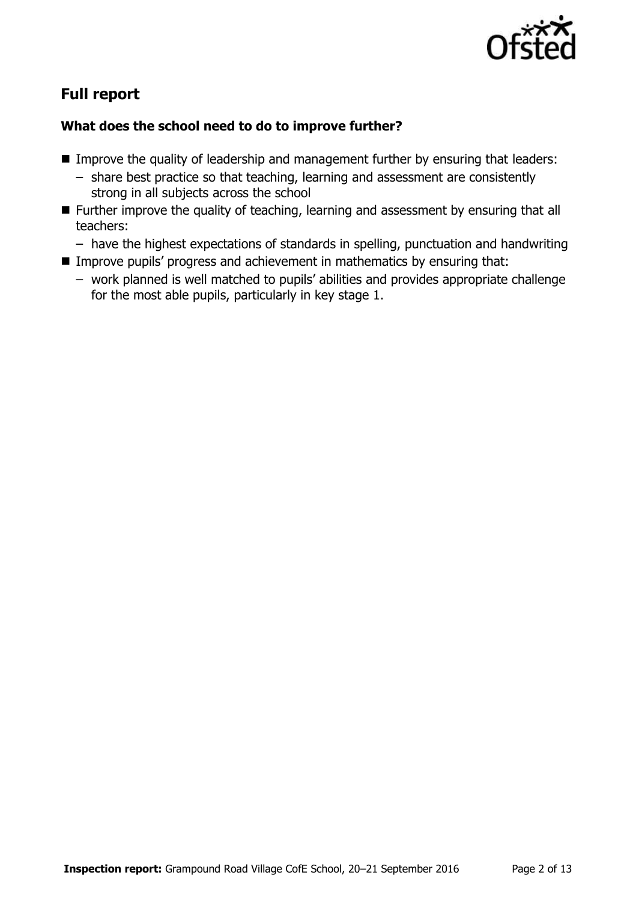## Full report

### What does the school need to do to improve further?

- Improve the quality of leadership and management further by ensuring that leaders:
  - share best practice so that teaching, learning and assessment are consistently strong in all subjects across the school
- Further improve the quality of teaching, learning and assessment by ensuring that all teachers:
  - have the highest expectations of standards in spelling, punctuation and handwriting
- Improve pupils' progress and achievement in mathematics by ensuring that:
  - work planned is well matched to pupils' abilities and provides appropriate challenge for the most able pupils, particularly in key stage 1.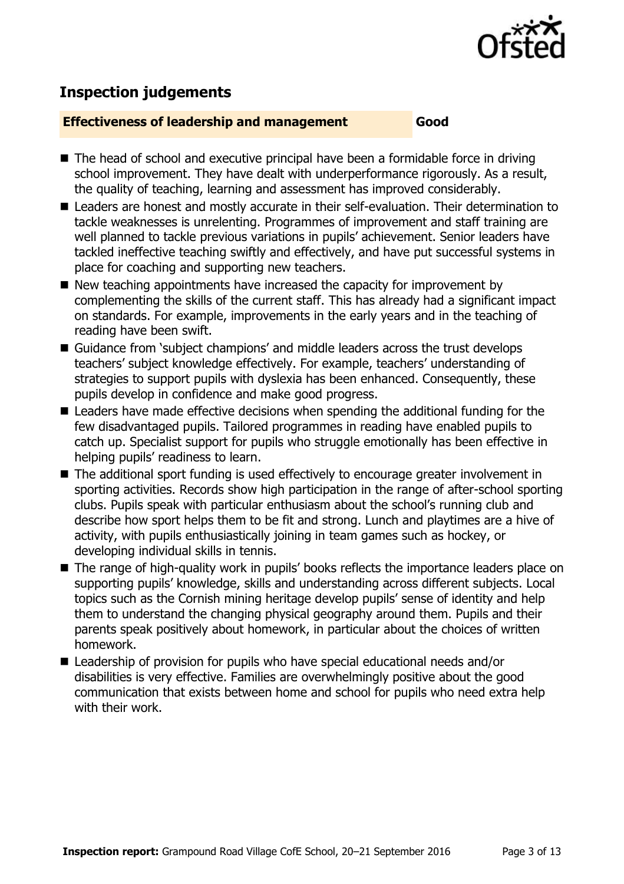## Inspection judgements

**Effectiveness of leadership and management** **Good**

- The head of school and executive principal have been a formidable force in driving school improvement. They have dealt with underperformance rigorously. As a result, the quality of teaching, learning and assessment has improved considerably.
- Leaders are honest and mostly accurate in their self-evaluation. Their determination to tackle weaknesses is unrelenting. Programmes of improvement and staff training are well planned to tackle previous variations in pupils' achievement. Senior leaders have tackled ineffective teaching swiftly and effectively, and have put successful systems in place for coaching and supporting new teachers.
- New teaching appointments have increased the capacity for improvement by complementing the skills of the current staff. This has already had a significant impact on standards. For example, improvements in the early years and in the teaching of reading have been swift.
- Guidance from 'subject champions' and middle leaders across the trust develops teachers' subject knowledge effectively. For example, teachers' understanding of strategies to support pupils with dyslexia has been enhanced. Consequently, these pupils develop in confidence and make good progress.
- Leaders have made effective decisions when spending the additional funding for the few disadvantaged pupils. Tailored programmes in reading have enabled pupils to catch up. Specialist support for pupils who struggle emotionally has been effective in helping pupils' readiness to learn.
- The additional sport funding is used effectively to encourage greater involvement in sporting activities. Records show high participation in the range of after-school sporting clubs. Pupils speak with particular enthusiasm about the school's running club and describe how sport helps them to be fit and strong. Lunch and playtimes are a hive of activity, with pupils enthusiastically joining in team games such as hockey, or developing individual skills in tennis.
- The range of high-quality work in pupils' books reflects the importance leaders place on supporting pupils' knowledge, skills and understanding across different subjects. Local topics such as the Cornish mining heritage develop pupils' sense of identity and help them to understand the changing physical geography around them. Pupils and their parents speak positively about homework, in particular about the choices of written homework.
- Leadership of provision for pupils who have special educational needs and/or disabilities is very effective. Families are overwhelmingly positive about the good communication that exists between home and school for pupils who need extra help with their work.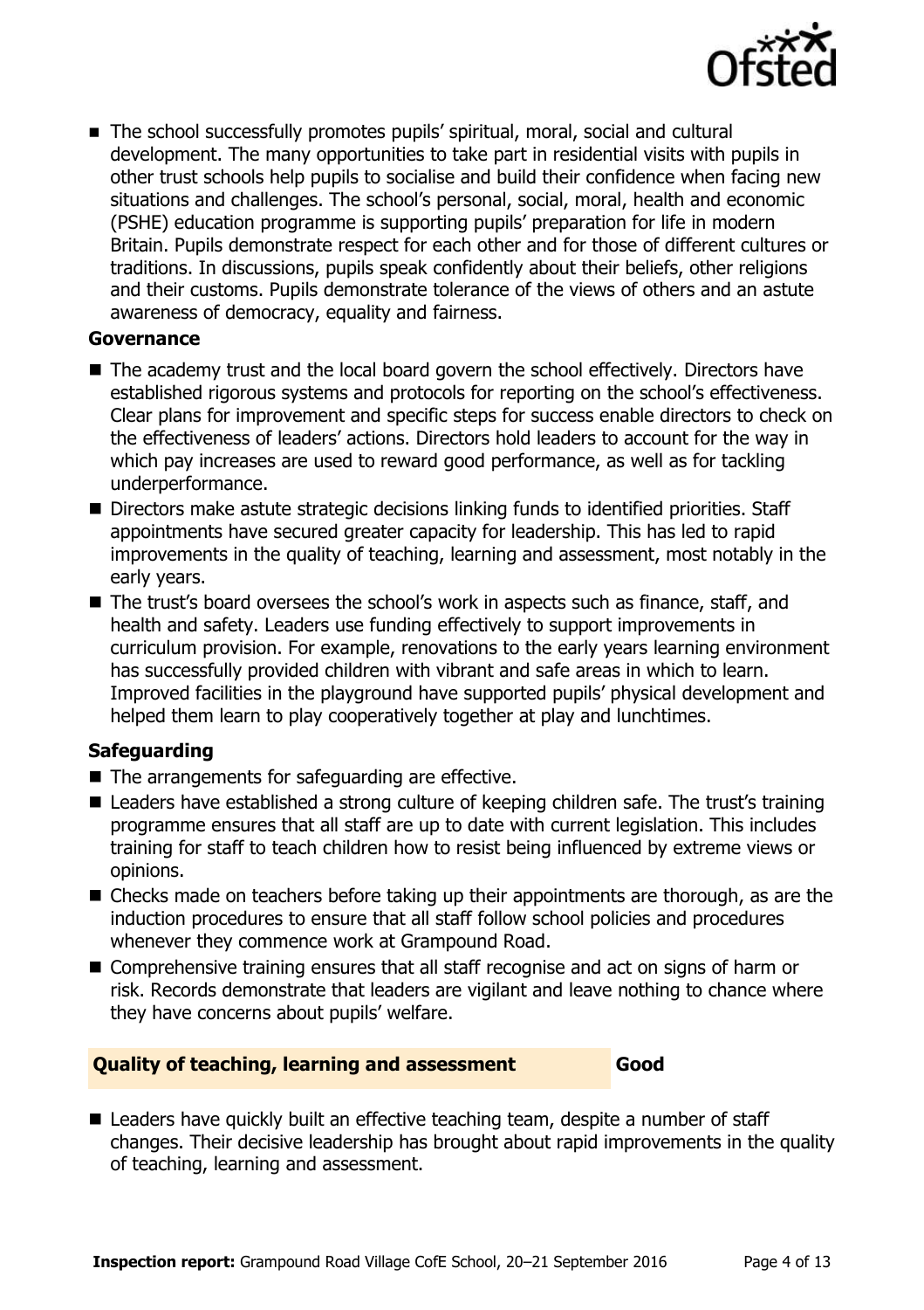- The school successfully promotes pupils' spiritual, moral, social and cultural development. The many opportunities to take part in residential visits with pupils in other trust schools help pupils to socialise and build their confidence when facing new situations and challenges. The school's personal, social, moral, health and economic (PSHE) education programme is supporting pupils' preparation for life in modern Britain. Pupils demonstrate respect for each other and for those of different cultures or traditions. In discussions, pupils speak confidently about their beliefs, other religions and their customs. Pupils demonstrate tolerance of the views of others and an astute awareness of democracy, equality and fairness.

### Governance

- The academy trust and the local board govern the school effectively. Directors have established rigorous systems and protocols for reporting on the school's effectiveness. Clear plans for improvement and specific steps for success enable directors to check on the effectiveness of leaders' actions. Directors hold leaders to account for the way in which pay increases are used to reward good performance, as well as for tackling underperformance.
- Directors make astute strategic decisions linking funds to identified priorities. Staff appointments have secured greater capacity for leadership. This has led to rapid improvements in the quality of teaching, learning and assessment, most notably in the early years.
- The trust's board oversees the school's work in aspects such as finance, staff, and health and safety. Leaders use funding effectively to support improvements in curriculum provision. For example, renovations to the early years learning environment has successfully provided children with vibrant and safe areas in which to learn. Improved facilities in the playground have supported pupils' physical development and helped them learn to play cooperatively together at play and lunchtimes.

### Safeguarding

- The arrangements for safeguarding are effective.
- Leaders have established a strong culture of keeping children safe. The trust's training programme ensures that all staff are up to date with current legislation. This includes training for staff to teach children how to resist being influenced by extreme views or opinions.
- Checks made on teachers before taking up their appointments are thorough, as are the induction procedures to ensure that all staff follow school policies and procedures whenever they commence work at Grampound Road.
- Comprehensive training ensures that all staff recognise and act on signs of harm or risk. Records demonstrate that leaders are vigilant and leave nothing to chance where they have concerns about pupils' welfare.

## Quality of teaching, learning and assessment — Good

- Leaders have quickly built an effective teaching team, despite a number of staff changes. Their decisive leadership has brought about rapid improvements in the quality of teaching, learning and assessment.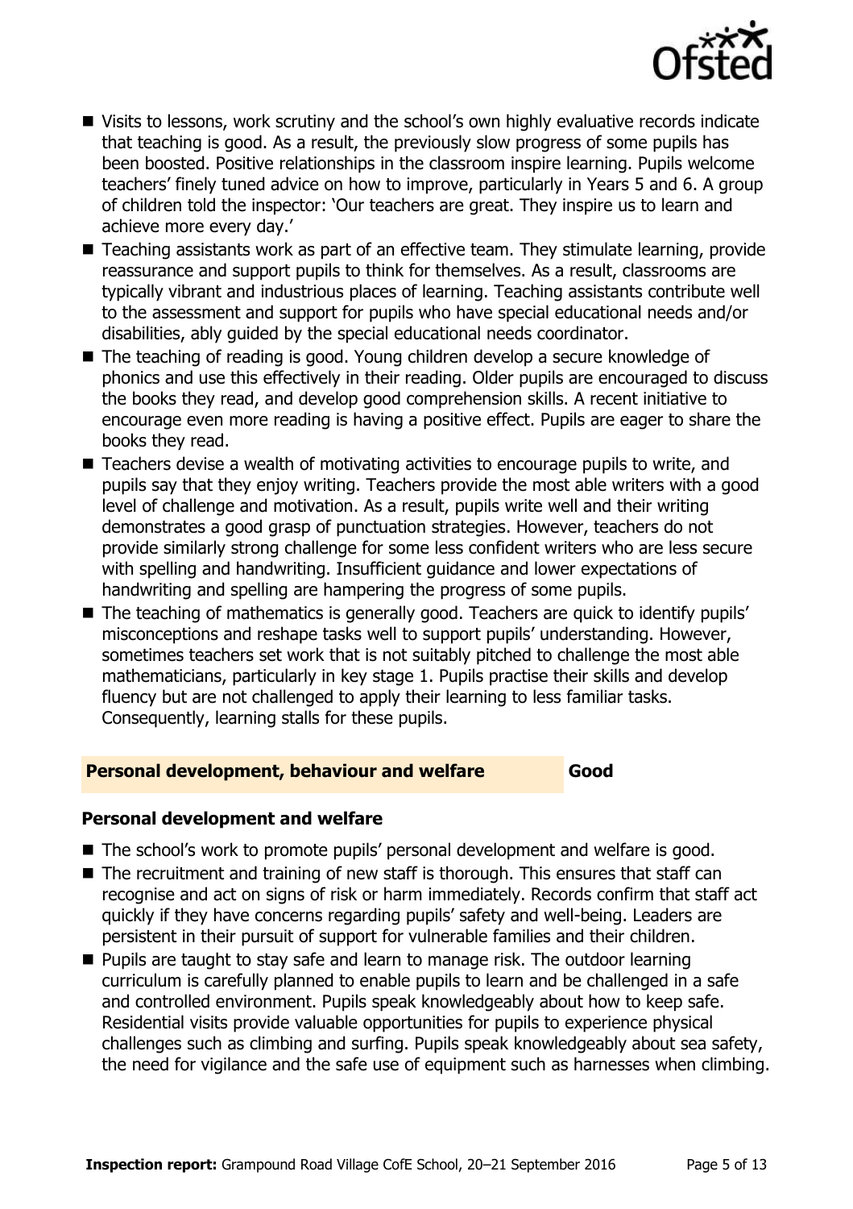- Visits to lessons, work scrutiny and the school's own highly evaluative records indicate that teaching is good. As a result, the previously slow progress of some pupils has been boosted. Positive relationships in the classroom inspire learning. Pupils welcome teachers' finely tuned advice on how to improve, particularly in Years 5 and 6. A group of children told the inspector: 'Our teachers are great. They inspire us to learn and achieve more every day.'
- Teaching assistants work as part of an effective team. They stimulate learning, provide reassurance and support pupils to think for themselves. As a result, classrooms are typically vibrant and industrious places of learning. Teaching assistants contribute well to the assessment and support for pupils who have special educational needs and/or disabilities, ably guided by the special educational needs coordinator.
- The teaching of reading is good. Young children develop a secure knowledge of phonics and use this effectively in their reading. Older pupils are encouraged to discuss the books they read, and develop good comprehension skills. A recent initiative to encourage even more reading is having a positive effect. Pupils are eager to share the books they read.
- Teachers devise a wealth of motivating activities to encourage pupils to write, and pupils say that they enjoy writing. Teachers provide the most able writers with a good level of challenge and motivation. As a result, pupils write well and their writing demonstrates a good grasp of punctuation strategies. However, teachers do not provide similarly strong challenge for some less confident writers who are less secure with spelling and handwriting. Insufficient guidance and lower expectations of handwriting and spelling are hampering the progress of some pupils.
- The teaching of mathematics is generally good. Teachers are quick to identify pupils' misconceptions and reshape tasks well to support pupils' understanding. However, sometimes teachers set work that is not suitably pitched to challenge the most able mathematicians, particularly in key stage 1. Pupils practise their skills and develop fluency but are not challenged to apply their learning to less familiar tasks. Consequently, learning stalls for these pupils.

## Personal development, behaviour and welfare — Good

### Personal development and welfare

- The school's work to promote pupils' personal development and welfare is good.
- The recruitment and training of new staff is thorough. This ensures that staff can recognise and act on signs of risk or harm immediately. Records confirm that staff act quickly if they have concerns regarding pupils' safety and well-being. Leaders are persistent in their pursuit of support for vulnerable families and their children.
- Pupils are taught to stay safe and learn to manage risk. The outdoor learning curriculum is carefully planned to enable pupils to learn and be challenged in a safe and controlled environment. Pupils speak knowledgeably about how to keep safe. Residential visits provide valuable opportunities for pupils to experience physical challenges such as climbing and surfing. Pupils speak knowledgeably about sea safety, the need for vigilance and the safe use of equipment such as harnesses when climbing.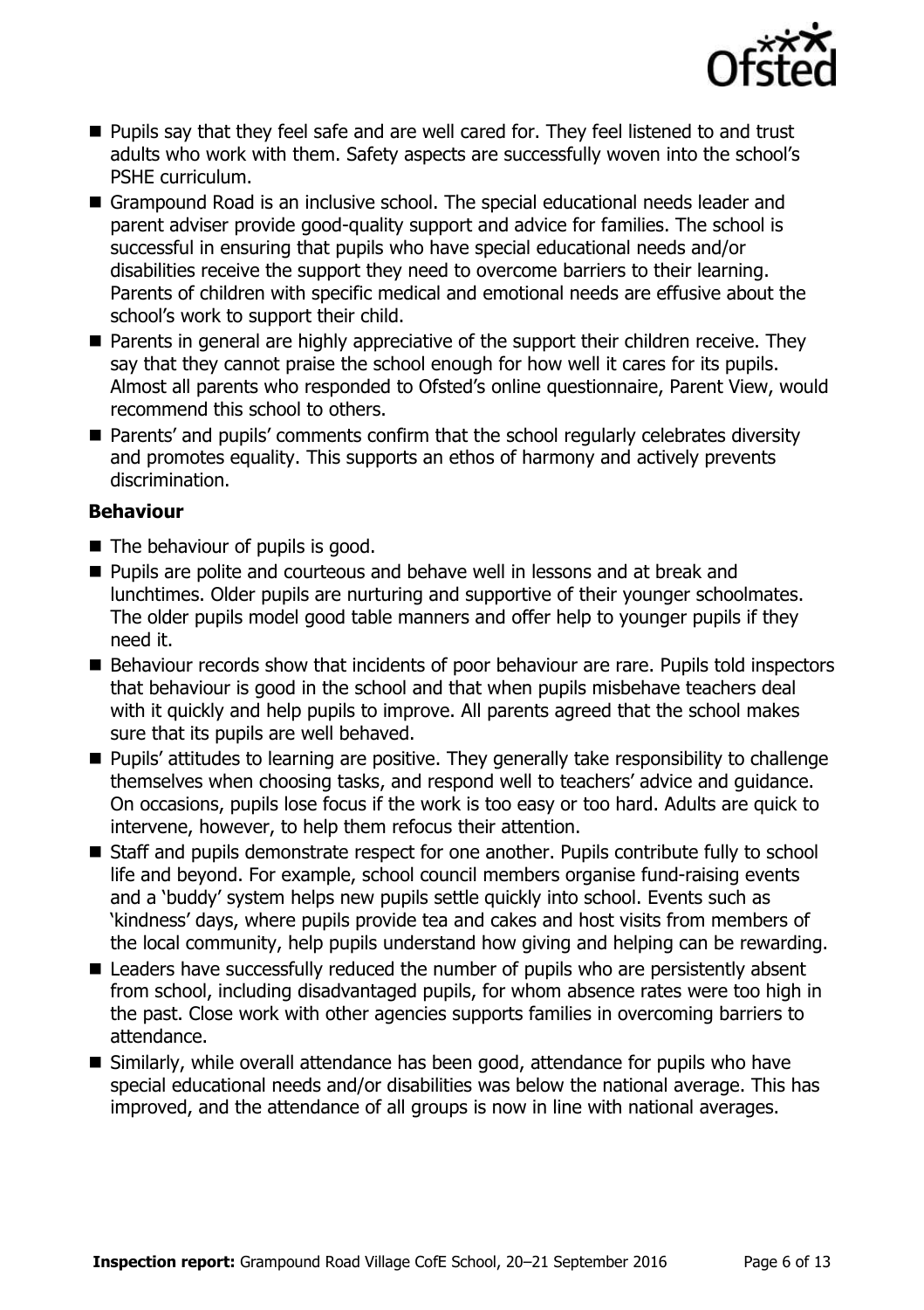- Pupils say that they feel safe and are well cared for. They feel listened to and trust adults who work with them. Safety aspects are successfully woven into the school's PSHE curriculum.
- Grampound Road is an inclusive school. The special educational needs leader and parent adviser provide good-quality support and advice for families. The school is successful in ensuring that pupils who have special educational needs and/or disabilities receive the support they need to overcome barriers to their learning. Parents of children with specific medical and emotional needs are effusive about the school's work to support their child.
- Parents in general are highly appreciative of the support their children receive. They say that they cannot praise the school enough for how well it cares for its pupils. Almost all parents who responded to Ofsted's online questionnaire, Parent View, would recommend this school to others.
- Parents' and pupils' comments confirm that the school regularly celebrates diversity and promotes equality. This supports an ethos of harmony and actively prevents discrimination.

### Behaviour

- The behaviour of pupils is good.
- Pupils are polite and courteous and behave well in lessons and at break and lunchtimes. Older pupils are nurturing and supportive of their younger schoolmates. The older pupils model good table manners and offer help to younger pupils if they need it.
- Behaviour records show that incidents of poor behaviour are rare. Pupils told inspectors that behaviour is good in the school and that when pupils misbehave teachers deal with it quickly and help pupils to improve. All parents agreed that the school makes sure that its pupils are well behaved.
- Pupils' attitudes to learning are positive. They generally take responsibility to challenge themselves when choosing tasks, and respond well to teachers' advice and guidance. On occasions, pupils lose focus if the work is too easy or too hard. Adults are quick to intervene, however, to help them refocus their attention.
- Staff and pupils demonstrate respect for one another. Pupils contribute fully to school life and beyond. For example, school council members organise fund-raising events and a 'buddy' system helps new pupils settle quickly into school. Events such as 'kindness' days, where pupils provide tea and cakes and host visits from members of the local community, help pupils understand how giving and helping can be rewarding.
- Leaders have successfully reduced the number of pupils who are persistently absent from school, including disadvantaged pupils, for whom absence rates were too high in the past. Close work with other agencies supports families in overcoming barriers to attendance.
- Similarly, while overall attendance has been good, attendance for pupils who have special educational needs and/or disabilities was below the national average. This has improved, and the attendance of all groups is now in line with national averages.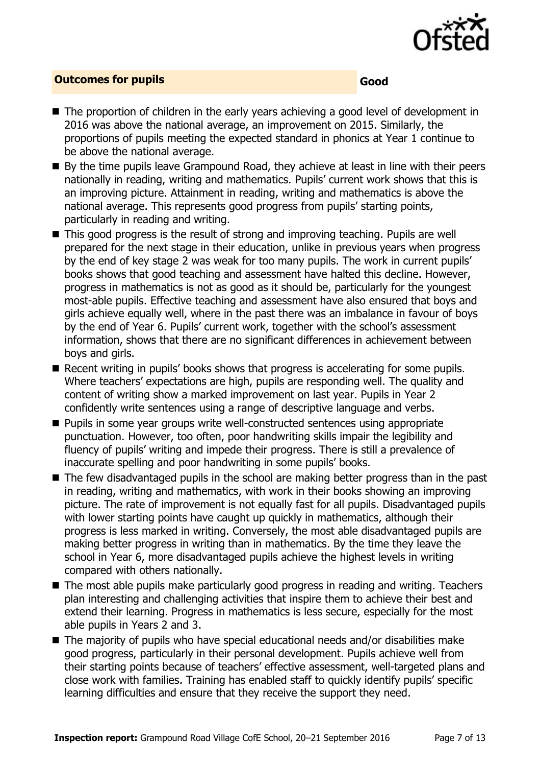## Outcomes for pupils — Good

- The proportion of children in the early years achieving a good level of development in 2016 was above the national average, an improvement on 2015. Similarly, the proportions of pupils meeting the expected standard in phonics at Year 1 continue to be above the national average.
- By the time pupils leave Grampound Road, they achieve at least in line with their peers nationally in reading, writing and mathematics. Pupils' current work shows that this is an improving picture. Attainment in reading, writing and mathematics is above the national average. This represents good progress from pupils' starting points, particularly in reading and writing.
- This good progress is the result of strong and improving teaching. Pupils are well prepared for the next stage in their education, unlike in previous years when progress by the end of key stage 2 was weak for too many pupils. The work in current pupils' books shows that good teaching and assessment have halted this decline. However, progress in mathematics is not as good as it should be, particularly for the youngest most-able pupils. Effective teaching and assessment have also ensured that boys and girls achieve equally well, where in the past there was an imbalance in favour of boys by the end of Year 6. Pupils' current work, together with the school's assessment information, shows that there are no significant differences in achievement between boys and girls.
- Recent writing in pupils' books shows that progress is accelerating for some pupils. Where teachers' expectations are high, pupils are responding well. The quality and content of writing show a marked improvement on last year. Pupils in Year 2 confidently write sentences using a range of descriptive language and verbs.
- Pupils in some year groups write well-constructed sentences using appropriate punctuation. However, too often, poor handwriting skills impair the legibility and fluency of pupils' writing and impede their progress. There is still a prevalence of inaccurate spelling and poor handwriting in some pupils' books.
- The few disadvantaged pupils in the school are making better progress than in the past in reading, writing and mathematics, with work in their books showing an improving picture. The rate of improvement is not equally fast for all pupils. Disadvantaged pupils with lower starting points have caught up quickly in mathematics, although their progress is less marked in writing. Conversely, the most able disadvantaged pupils are making better progress in writing than in mathematics. By the time they leave the school in Year 6, more disadvantaged pupils achieve the highest levels in writing compared with others nationally.
- The most able pupils make particularly good progress in reading and writing. Teachers plan interesting and challenging activities that inspire them to achieve their best and extend their learning. Progress in mathematics is less secure, especially for the most able pupils in Years 2 and 3.
- The majority of pupils who have special educational needs and/or disabilities make good progress, particularly in their personal development. Pupils achieve well from their starting points because of teachers' effective assessment, well-targeted plans and close work with families. Training has enabled staff to quickly identify pupils' specific learning difficulties and ensure that they receive the support they need.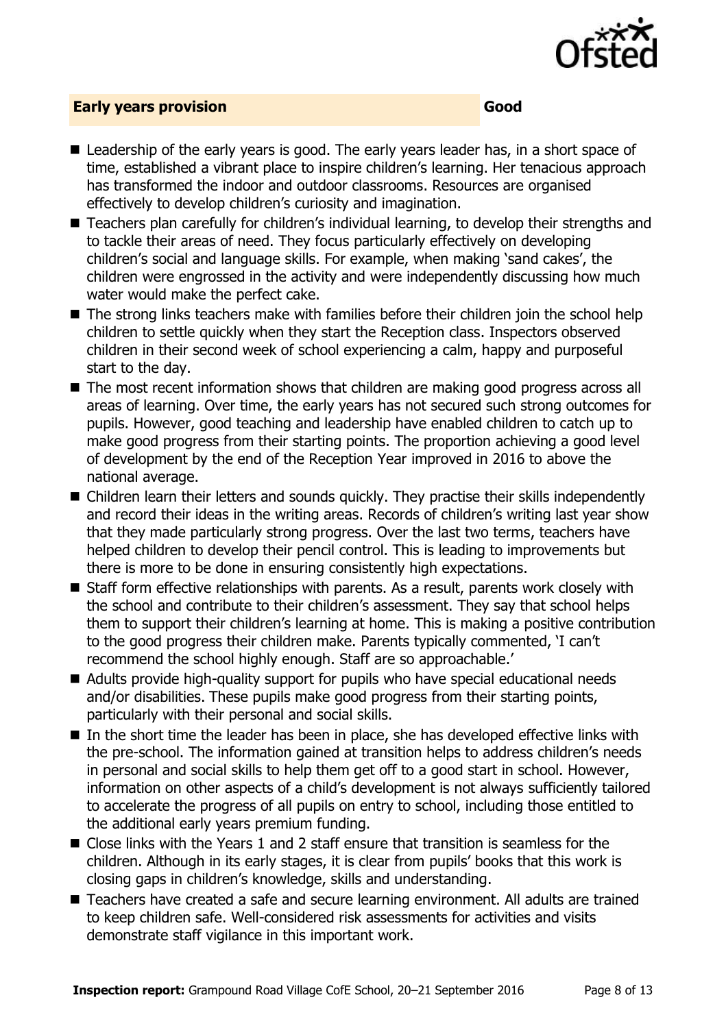## Early years provision — Good

- Leadership of the early years is good. The early years leader has, in a short space of time, established a vibrant place to inspire children's learning. Her tenacious approach has transformed the indoor and outdoor classrooms. Resources are organised effectively to develop children's curiosity and imagination.
- Teachers plan carefully for children's individual learning, to develop their strengths and to tackle their areas of need. They focus particularly effectively on developing children's social and language skills. For example, when making 'sand cakes', the children were engrossed in the activity and were independently discussing how much water would make the perfect cake.
- The strong links teachers make with families before their children join the school help children to settle quickly when they start the Reception class. Inspectors observed children in their second week of school experiencing a calm, happy and purposeful start to the day.
- The most recent information shows that children are making good progress across all areas of learning. Over time, the early years has not secured such strong outcomes for pupils. However, good teaching and leadership have enabled children to catch up to make good progress from their starting points. The proportion achieving a good level of development by the end of the Reception Year improved in 2016 to above the national average.
- Children learn their letters and sounds quickly. They practise their skills independently and record their ideas in the writing areas. Records of children's writing last year show that they made particularly strong progress. Over the last two terms, teachers have helped children to develop their pencil control. This is leading to improvements but there is more to be done in ensuring consistently high expectations.
- Staff form effective relationships with parents. As a result, parents work closely with the school and contribute to their children's assessment. They say that school helps them to support their children's learning at home. This is making a positive contribution to the good progress their children make. Parents typically commented, 'I can't recommend the school highly enough. Staff are so approachable.'
- Adults provide high-quality support for pupils who have special educational needs and/or disabilities. These pupils make good progress from their starting points, particularly with their personal and social skills.
- In the short time the leader has been in place, she has developed effective links with the pre-school. The information gained at transition helps to address children's needs in personal and social skills to help them get off to a good start in school. However, information on other aspects of a child's development is not always sufficiently tailored to accelerate the progress of all pupils on entry to school, including those entitled to the additional early years premium funding.
- Close links with the Years 1 and 2 staff ensure that transition is seamless for the children. Although in its early stages, it is clear from pupils' books that this work is closing gaps in children's knowledge, skills and understanding.
- Teachers have created a safe and secure learning environment. All adults are trained to keep children safe. Well-considered risk assessments for activities and visits demonstrate staff vigilance in this important work.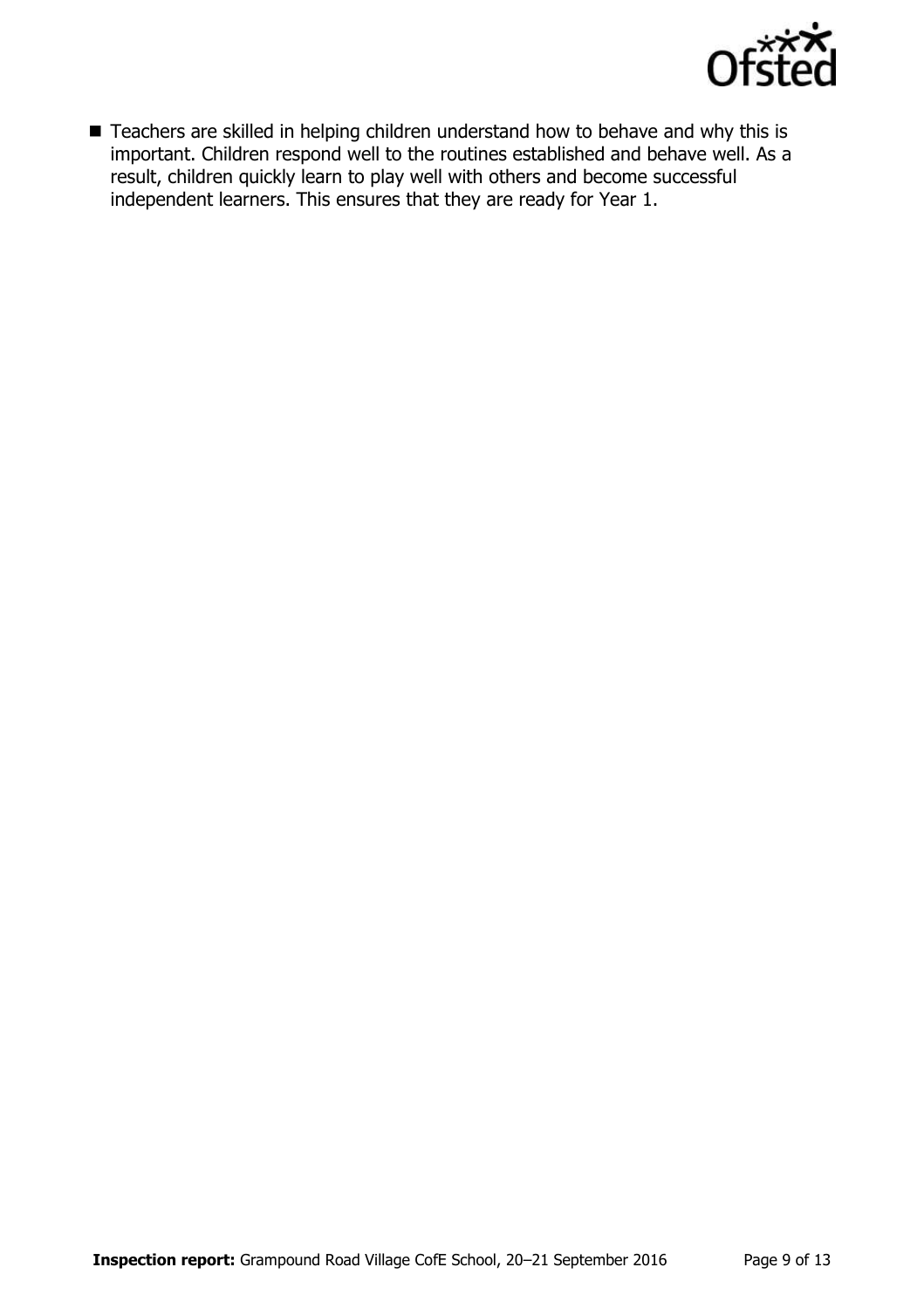- Teachers are skilled in helping children understand how to behave and why this is important. Children respond well to the routines established and behave well. As a result, children quickly learn to play well with others and become successful independent learners. This ensures that they are ready for Year 1.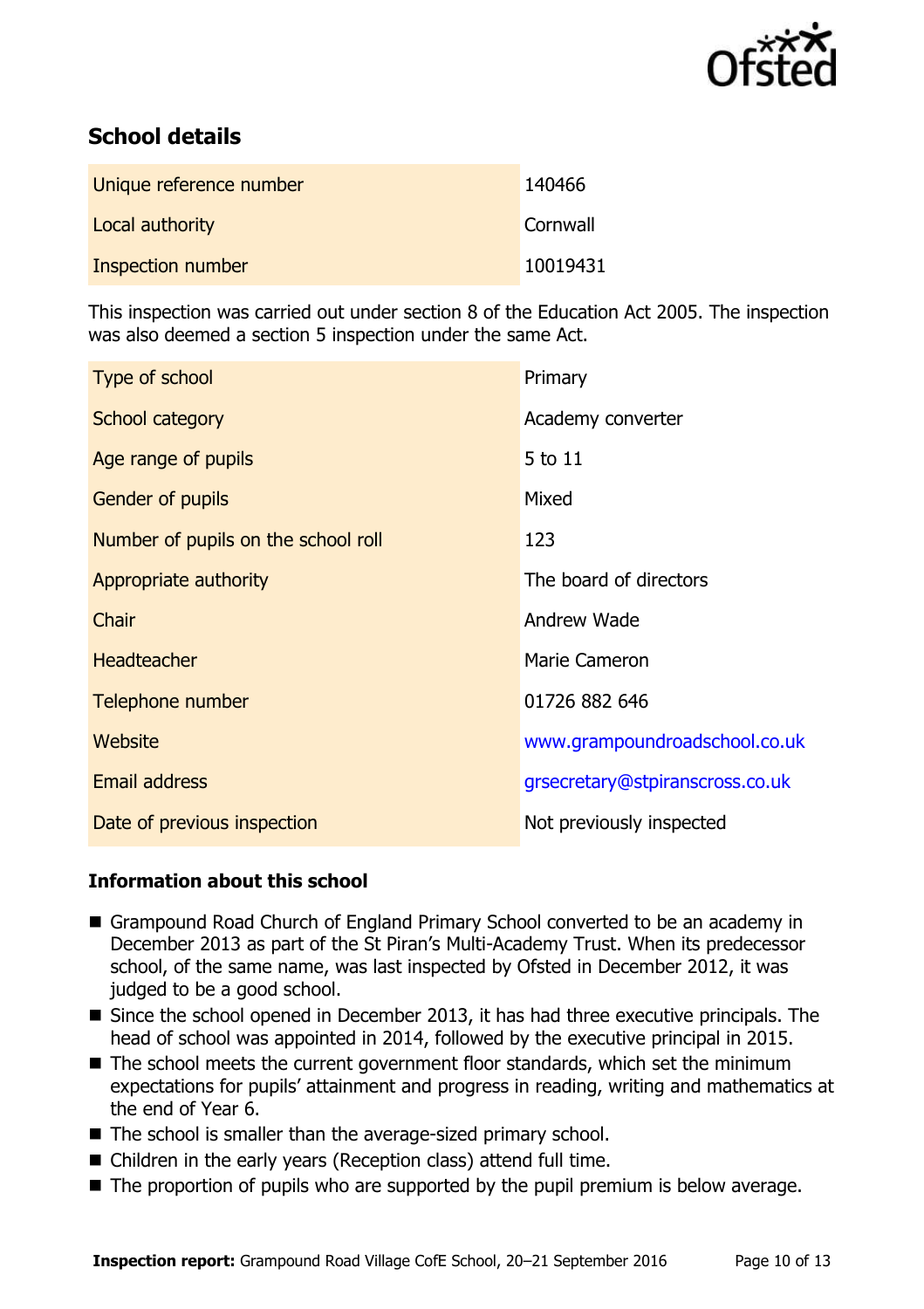## School details

| | |
|---|---|
| Unique reference number | 140466 |
| Local authority | Cornwall |
| Inspection number | 10019431 |

This inspection was carried out under section 8 of the Education Act 2005. The inspection was also deemed a section 5 inspection under the same Act.

| | |
|---|---|
| Type of school | Primary |
| School category | Academy converter |
| Age range of pupils | 5 to 11 |
| Gender of pupils | Mixed |
| Number of pupils on the school roll | 123 |
| Appropriate authority | The board of directors |
| Chair | Andrew Wade |
| Headteacher | Marie Cameron |
| Telephone number | 01726 882 646 |
| Website | www.grampoundroadschool.co.uk |
| Email address | grsecretary@stpiranscross.co.uk |
| Date of previous inspection | Not previously inspected |

### Information about this school

- Grampound Road Church of England Primary School converted to be an academy in December 2013 as part of the St Piran's Multi-Academy Trust. When its predecessor school, of the same name, was last inspected by Ofsted in December 2012, it was judged to be a good school.
- Since the school opened in December 2013, it has had three executive principals. The head of school was appointed in 2014, followed by the executive principal in 2015.
- The school meets the current government floor standards, which set the minimum expectations for pupils' attainment and progress in reading, writing and mathematics at the end of Year 6.
- The school is smaller than the average-sized primary school.
- Children in the early years (Reception class) attend full time.
- The proportion of pupils who are supported by the pupil premium is below average.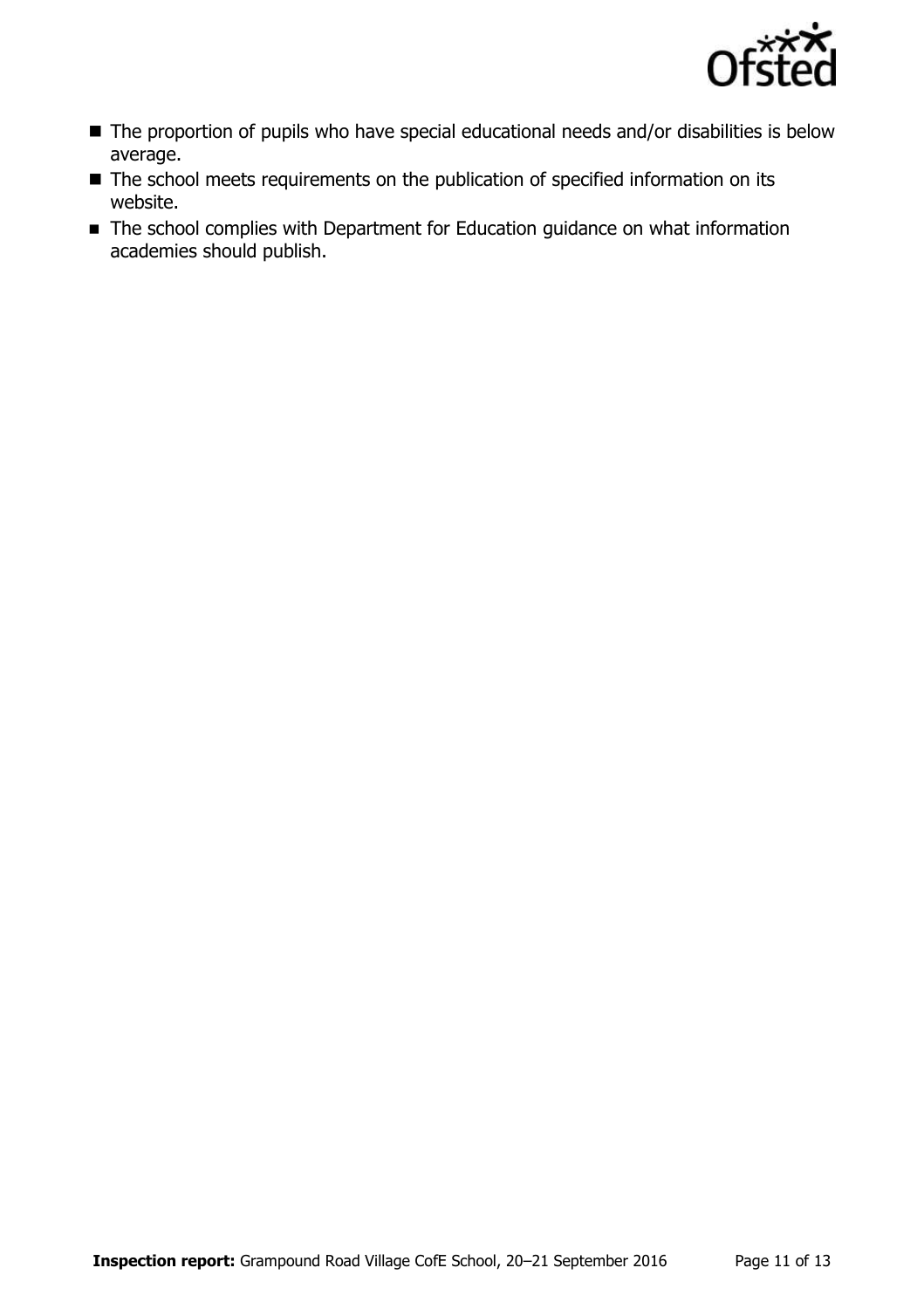- The proportion of pupils who have special educational needs and/or disabilities is below average.
- The school meets requirements on the publication of specified information on its website.
- The school complies with Department for Education guidance on what information academies should publish.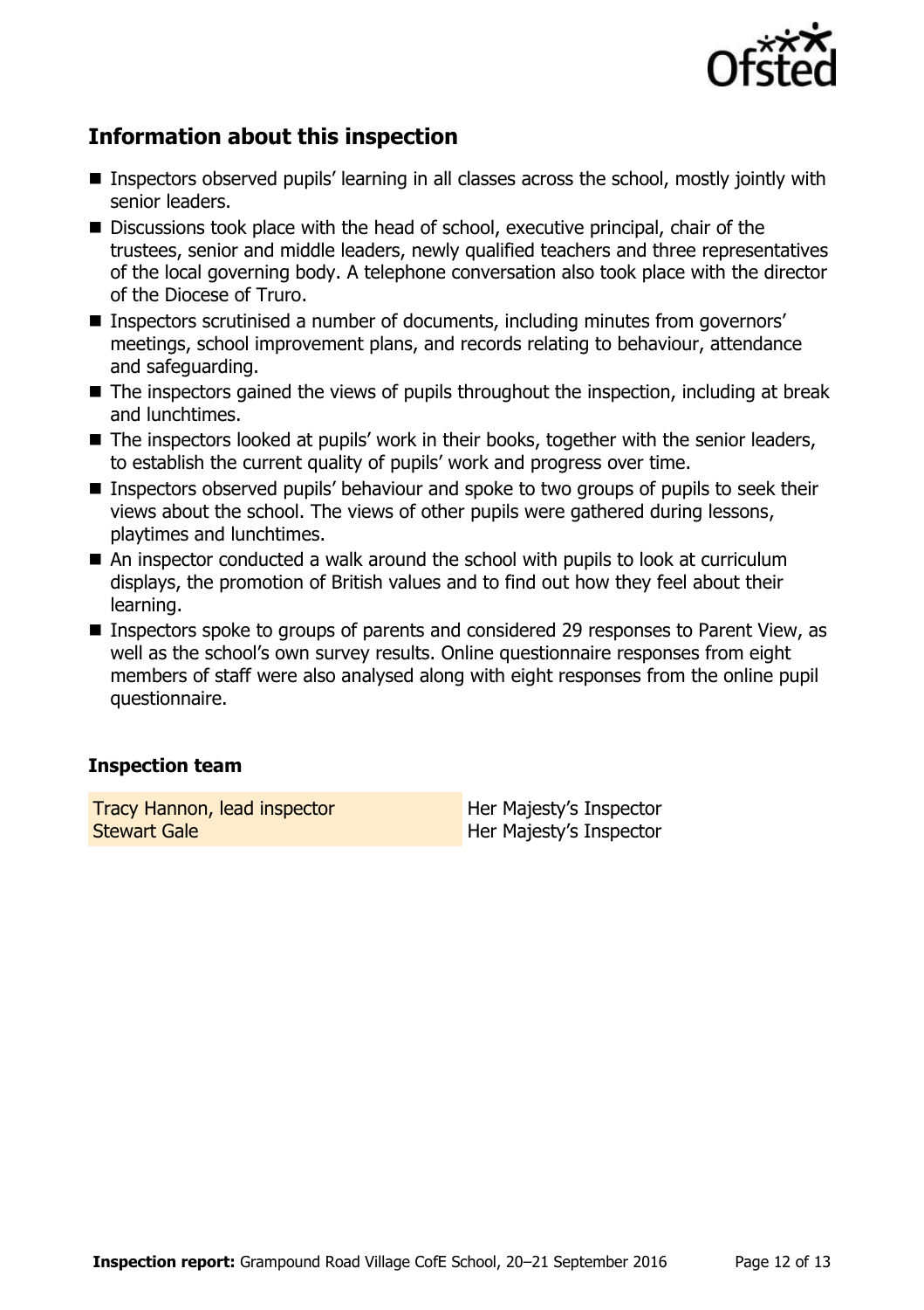## Information about this inspection

- Inspectors observed pupils' learning in all classes across the school, mostly jointly with senior leaders.
- Discussions took place with the head of school, executive principal, chair of the trustees, senior and middle leaders, newly qualified teachers and three representatives of the local governing body. A telephone conversation also took place with the director of the Diocese of Truro.
- Inspectors scrutinised a number of documents, including minutes from governors' meetings, school improvement plans, and records relating to behaviour, attendance and safeguarding.
- The inspectors gained the views of pupils throughout the inspection, including at break and lunchtimes.
- The inspectors looked at pupils' work in their books, together with the senior leaders, to establish the current quality of pupils' work and progress over time.
- Inspectors observed pupils' behaviour and spoke to two groups of pupils to seek their views about the school. The views of other pupils were gathered during lessons, playtimes and lunchtimes.
- An inspector conducted a walk around the school with pupils to look at curriculum displays, the promotion of British values and to find out how they feel about their learning.
- Inspectors spoke to groups of parents and considered 29 responses to Parent View, as well as the school's own survey results. Online questionnaire responses from eight members of staff were also analysed along with eight responses from the online pupil questionnaire.

### Inspection team

| | |
|---|---|
| Tracy Hannon, lead inspector | Her Majesty's Inspector |
| Stewart Gale | Her Majesty's Inspector |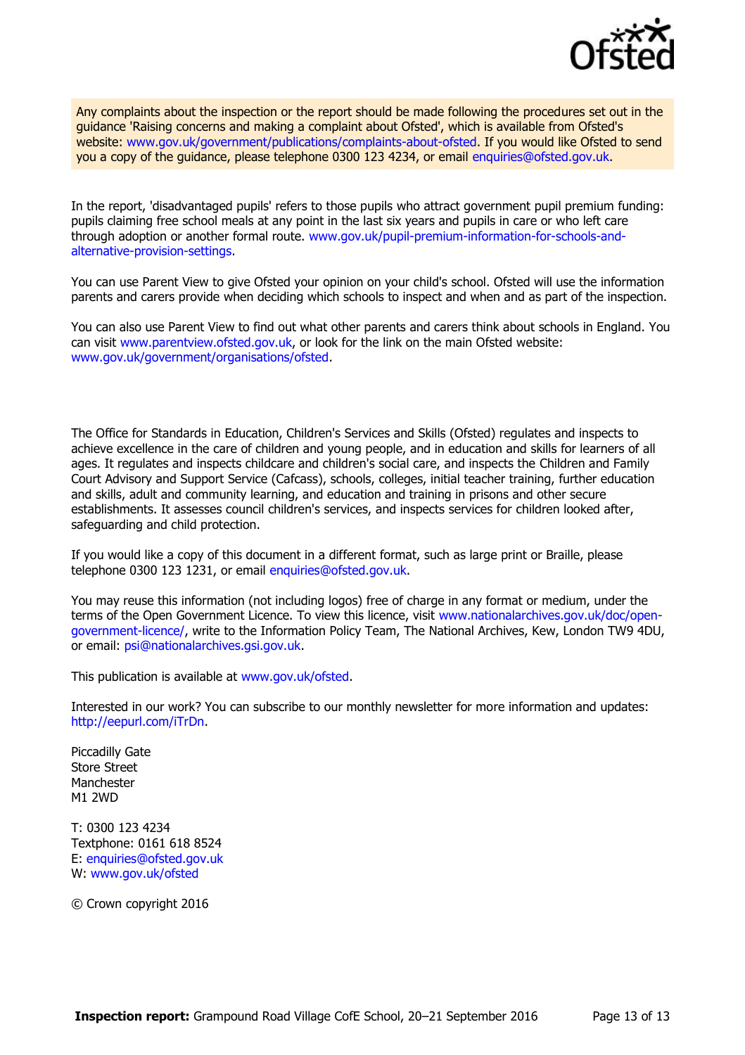Any complaints about the inspection or the report should be made following the procedures set out in the guidance 'Raising concerns and making a complaint about Ofsted', which is available from Ofsted's website: www.gov.uk/government/publications/complaints-about-ofsted. If you would like Ofsted to send you a copy of the guidance, please telephone 0300 123 4234, or email enquiries@ofsted.gov.uk.

In the report, 'disadvantaged pupils' refers to those pupils who attract government pupil premium funding: pupils claiming free school meals at any point in the last six years and pupils in care or who left care through adoption or another formal route. www.gov.uk/pupil-premium-information-for-schools-and-alternative-provision-settings.

You can use Parent View to give Ofsted your opinion on your child's school. Ofsted will use the information parents and carers provide when deciding which schools to inspect and when and as part of the inspection.

You can also use Parent View to find out what other parents and carers think about schools in England. You can visit www.parentview.ofsted.gov.uk, or look for the link on the main Ofsted website: www.gov.uk/government/organisations/ofsted.

The Office for Standards in Education, Children's Services and Skills (Ofsted) regulates and inspects to achieve excellence in the care of children and young people, and in education and skills for learners of all ages. It regulates and inspects childcare and children's social care, and inspects the Children and Family Court Advisory and Support Service (Cafcass), schools, colleges, initial teacher training, further education and skills, adult and community learning, and education and training in prisons and other secure establishments. It assesses council children's services, and inspects services for children looked after, safeguarding and child protection.

If you would like a copy of this document in a different format, such as large print or Braille, please telephone 0300 123 1231, or email enquiries@ofsted.gov.uk.

You may reuse this information (not including logos) free of charge in any format or medium, under the terms of the Open Government Licence. To view this licence, visit www.nationalarchives.gov.uk/doc/open-government-licence/, write to the Information Policy Team, The National Archives, Kew, London TW9 4DU, or email: psi@nationalarchives.gsi.gov.uk.

This publication is available at www.gov.uk/ofsted.

Interested in our work? You can subscribe to our monthly newsletter for more information and updates: http://eepurl.com/iTrDn.

Piccadilly Gate
Store Street
Manchester
M1 2WD

T: 0300 123 4234
Textphone: 0161 618 8524
E: enquiries@ofsted.gov.uk
W: www.gov.uk/ofsted

© Crown copyright 2016